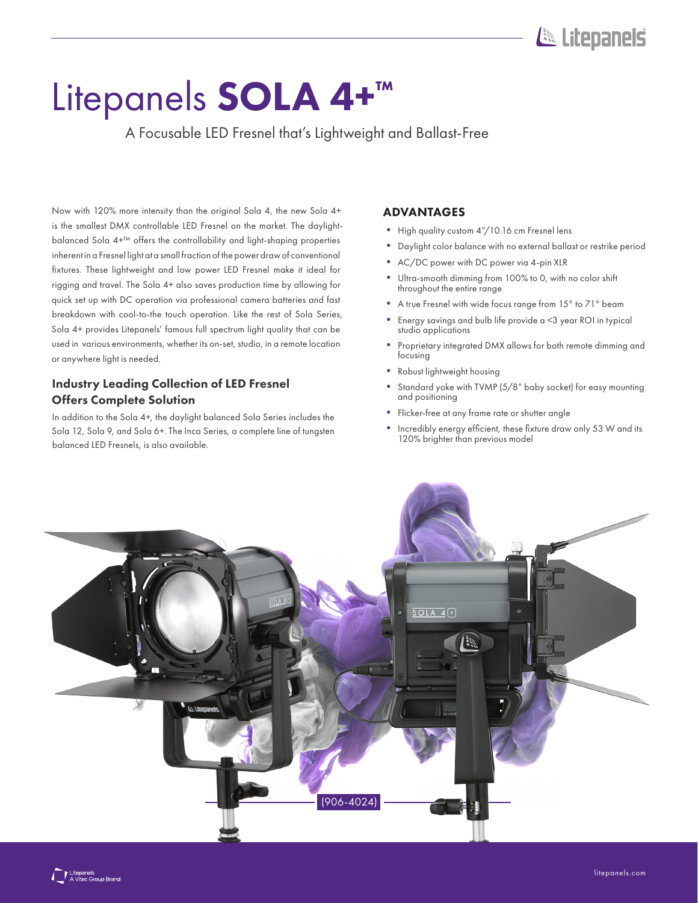# Litepanels **SOLA 4+™**

A Focusable LED Fresnel that's Lightweight and Ballast-Free

Now with 120% more intensity than the original Sola 4, the new Sola 4+ is the smallest DMX controllable LED Fresnel on the market. The daylight-balanced Sola 4+™ offers the controllability and light-shaping properties inherent in a Fresnel light at a small fraction of the power draw of conventional fixtures. These lightweight and low power LED Fresnel make it ideal for rigging and travel. The Sola 4+ also saves production time by allowing for quick set up with DC operation via professional camera batteries and fast breakdown with cool-to-the touch operation. Like the rest of Sola Series, Sola 4+ provides Litepanels' famous full spectrum light quality that can be used in various environments, whether its on-set, studio, in a remote location or anywhere light is needed.

## Industry Leading Collection of LED Fresnel Offers Complete Solution

In addition to the Sola 4+, the daylight balanced Sola Series includes the Sola 12, Sola 9, and Sola 6+. The Inca Series, a complete line of tungsten balanced LED Fresnels, is also available.

## ADVANTAGES

- High quality custom 4"/10.16 cm Fresnel lens
- Daylight color balance with no external ballast or restrike period
- AC/DC power with DC power via 4-pin XLR
- Ultra-smooth dimming from 100% to 0, with no color shift throughout the entire range
- A true Fresnel with wide focus range from 15° to 71° beam
- Energy savings and bulb life provide a <3 year ROI in typical studio applications
- Proprietary integrated DMX allows for both remote dimming and focusing
- Robust lightweight housing
- Standard yoke with TVMP (5/8" baby socket) for easy mounting and positioning
- Flicker-free at any frame rate or shutter angle
- Incredibly energy efficient, these fixture draw only 53 W and its 120% brighter than previous model

(906-4024)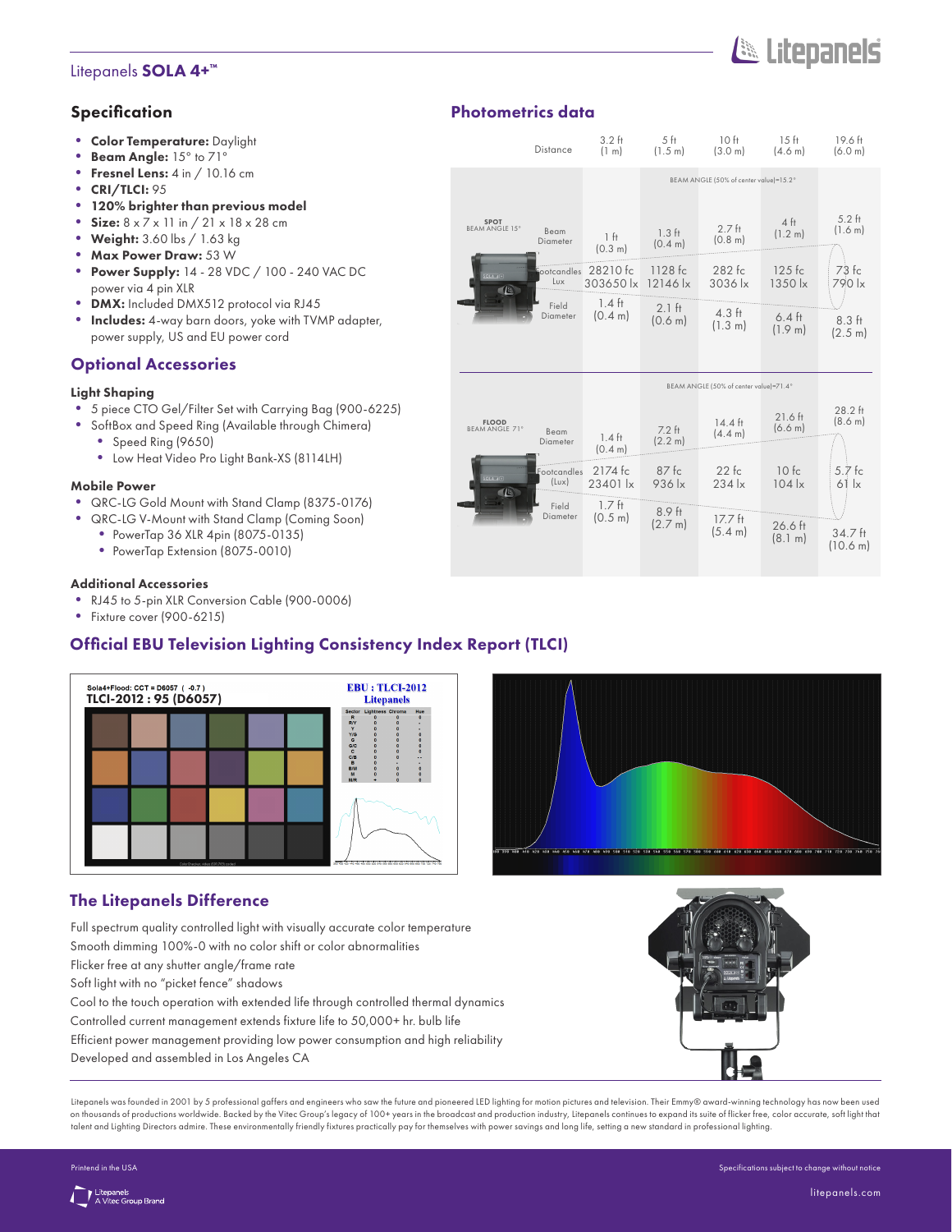Litepanels **SOLA 4+™**

## Specification

- **Color Temperature:** Daylight
- **Beam Angle:** 15° to 71°
- **Fresnel Lens:** 4 in / 10.16 cm
- **CRI/TLCI:** 95
- **120% brighter than previous model**
- **Size:** 8 x 7 x 11 in / 21 x 18 x 28 cm
- **Weight:** 3.60 lbs / 1.63 kg
- **Max Power Draw:** 53 W
- **Power Supply:** 14 - 28 VDC / 100 - 240 VAC DC power via 4 pin XLR
- **DMX:** Included DMX512 protocol via RJ45
- **Includes:** 4-way barn doors, yoke with TVMP adapter, power supply, US and EU power cord

## Optional Accessories

### Light Shaping

- 5 piece CTO Gel/Filter Set with Carrying Bag (900-6225)
- SoftBox and Speed Ring (Available through Chimera)
  - Speed Ring (9650)
  - Low Heat Video Pro Light Bank-XS (8114LH)

### Mobile Power

- QRC-LG Gold Mount with Stand Clamp (8375-0176)
- QRC-LG V-Mount with Stand Clamp (Coming Soon)
  - PowerTap 36 XLR 4pin (8075-0135)
  - PowerTap Extension (8075-0010)

### Additional Accessories

- RJ45 to 5-pin XLR Conversion Cable (900-0006)
- Fixture cover (900-6215)

## Photometrics data

| | Distance | 3.2 ft (1 m) | 5 ft (1.5 m) | 10 ft (3.0 m) | 15 ft (4.6 m) | 19.6 ft (6.0 m) |
|---|---|---|---|---|---|---|
| SPOT BEAM ANGLE 15° (BEAM ANGLE (50% of center value)=15.2°) | Beam Diameter | 1 ft (0.3 m) | 1.3 ft (0.4 m) | 2.7 ft (0.8 m) | 4 ft (1.2 m) | 5.2 ft (1.6 m) |
| | Footcandles Lux | 28210 fc 303650 lx | 1128 fc 12146 lx | 282 fc 3036 lx | 125 fc 1350 lx | 73 fc 790 lx |
| | Field Diameter | 1.4 ft (0.4 m) | 2.1 ft (0.6 m) | 4.3 ft (1.3 m) | 6.4 ft (1.9 m) | 8.3 ft (2.5 m) |
| FLOOD BEAM ANGLE 71° (BEAM ANGLE (50% of center value)=71.4°) | Beam Diameter | 1.4 ft (0.4 m) | 7.2 ft (2.2 m) | 14.4 ft (4.4 m) | 21.6 ft (6.6 m) | 28.2 ft (8.6 m) |
| | Footcandles (Lux) | 2174 fc 23401 lx | 87 fc 936 lx | 22 fc 234 lx | 10 fc 104 lx | 5.7 fc 61 lx |
| | Field Diameter | 1.7 ft (0.5 m) | 8.9 ft (2.7 m) | 17.7 ft (5.4 m) | 26.6 ft (8.1 m) | 34.7 ft (10.6 m) |

## Official EBU Television Lighting Consistency Index Report (TLCI)

Sola4+Flood: CCT = D6057 ( -0.7 )
TLCI-2012 : 95 (D6057)

EBU : TLCI-2012
Litepanels

## The Litepanels Difference

Full spectrum quality controlled light with visually accurate color temperature
Smooth dimming 100%-0 with no color shift or color abnormalities
Flicker free at any shutter angle/frame rate
Soft light with no "picket fence" shadows
Cool to the touch operation with extended life through controlled thermal dynamics
Controlled current management extends fixture life to 50,000+ hr. bulb life
Efficient power management providing low power consumption and high reliability
Developed and assembled in Los Angeles CA

Litepanels was founded in 2001 by 5 professional gaffers and engineers who saw the future and pioneered LED lighting for motion pictures and television. Their Emmy® award-winning technology has now been used on thousands of productions worldwide. Backed by the Vitec Group's legacy of 100+ years in the broadcast and production industry, Litepanels continues to expand its suite of flicker free, color accurate, soft light that talent and Lighting Directors admire. These environmentally friendly fixtures practically pay for themselves with power savings and long life, setting a new standard in professional lighting.

Printend in the USA

Specifications subject to change without notice

Litepanels A Vitec Group Brand

litepanels.com